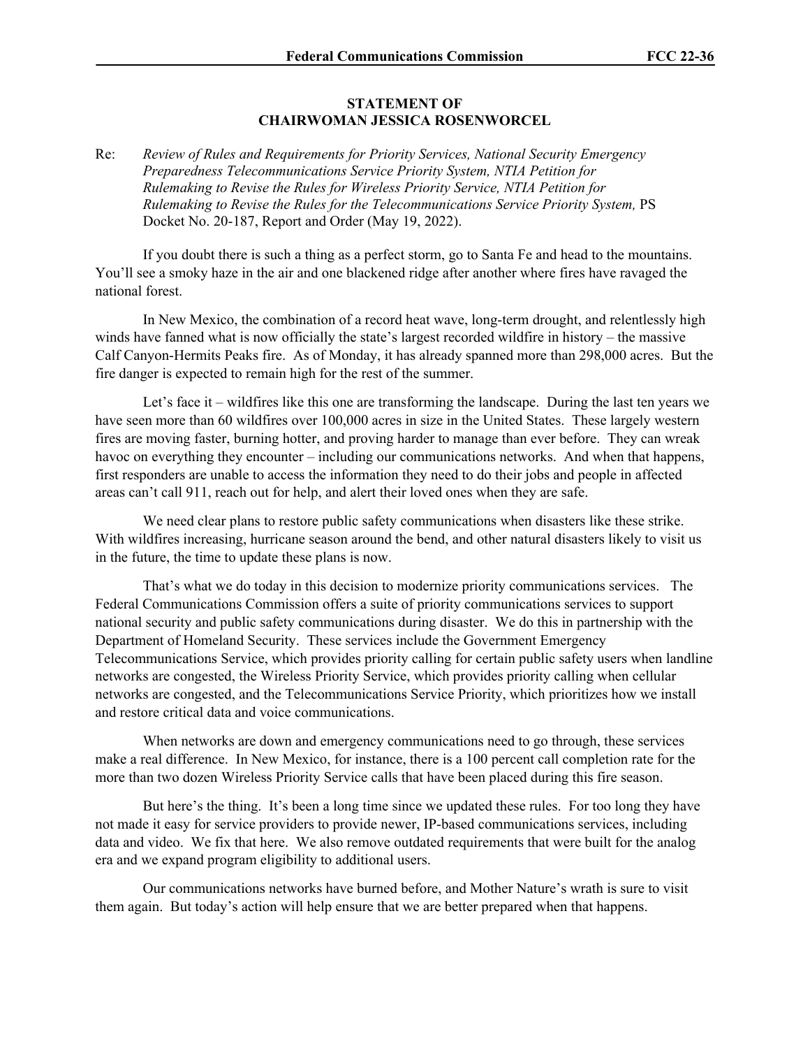**STATEMENT OF**
**CHAIRWOMAN JESSICA ROSENWORCEL**

Re: *Review of Rules and Requirements for Priority Services, National Security Emergency Preparedness Telecommunications Service Priority System, NTIA Petition for Rulemaking to Revise the Rules for Wireless Priority Service, NTIA Petition for Rulemaking to Revise the Rules for the Telecommunications Service Priority System,* PS Docket No. 20-187, Report and Order (May 19, 2022).

If you doubt there is such a thing as a perfect storm, go to Santa Fe and head to the mountains. You'll see a smoky haze in the air and one blackened ridge after another where fires have ravaged the national forest.

In New Mexico, the combination of a record heat wave, long-term drought, and relentlessly high winds have fanned what is now officially the state's largest recorded wildfire in history – the massive Calf Canyon-Hermits Peaks fire. As of Monday, it has already spanned more than 298,000 acres. But the fire danger is expected to remain high for the rest of the summer.

Let's face it – wildfires like this one are transforming the landscape. During the last ten years we have seen more than 60 wildfires over 100,000 acres in size in the United States. These largely western fires are moving faster, burning hotter, and proving harder to manage than ever before. They can wreak havoc on everything they encounter – including our communications networks. And when that happens, first responders are unable to access the information they need to do their jobs and people in affected areas can't call 911, reach out for help, and alert their loved ones when they are safe.

We need clear plans to restore public safety communications when disasters like these strike. With wildfires increasing, hurricane season around the bend, and other natural disasters likely to visit us in the future, the time to update these plans is now.

That's what we do today in this decision to modernize priority communications services. The Federal Communications Commission offers a suite of priority communications services to support national security and public safety communications during disaster. We do this in partnership with the Department of Homeland Security. These services include the Government Emergency Telecommunications Service, which provides priority calling for certain public safety users when landline networks are congested, the Wireless Priority Service, which provides priority calling when cellular networks are congested, and the Telecommunications Service Priority, which prioritizes how we install and restore critical data and voice communications.

When networks are down and emergency communications need to go through, these services make a real difference. In New Mexico, for instance, there is a 100 percent call completion rate for the more than two dozen Wireless Priority Service calls that have been placed during this fire season.

But here's the thing. It's been a long time since we updated these rules. For too long they have not made it easy for service providers to provide newer, IP-based communications services, including data and video. We fix that here. We also remove outdated requirements that were built for the analog era and we expand program eligibility to additional users.

Our communications networks have burned before, and Mother Nature's wrath is sure to visit them again. But today's action will help ensure that we are better prepared when that happens.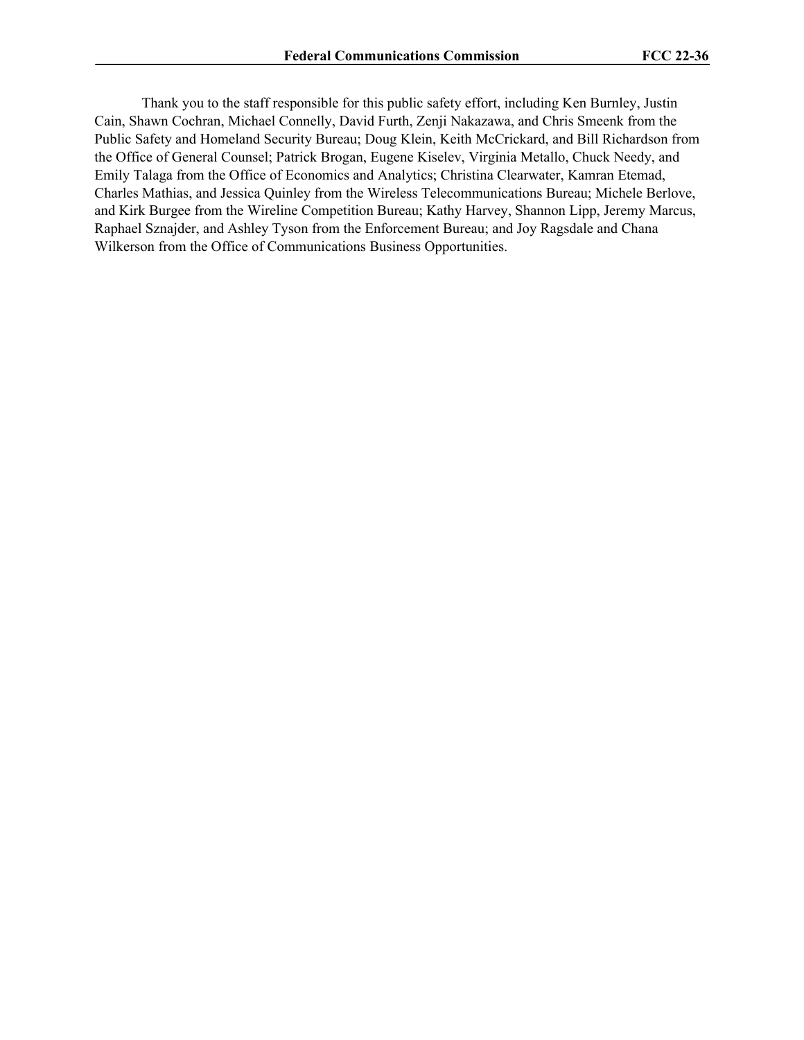Thank you to the staff responsible for this public safety effort, including Ken Burnley, Justin Cain, Shawn Cochran, Michael Connelly, David Furth, Zenji Nakazawa, and Chris Smeenk from the Public Safety and Homeland Security Bureau; Doug Klein, Keith McCrickard, and Bill Richardson from the Office of General Counsel; Patrick Brogan, Eugene Kiselev, Virginia Metallo, Chuck Needy, and Emily Talaga from the Office of Economics and Analytics; Christina Clearwater, Kamran Etemad, Charles Mathias, and Jessica Quinley from the Wireless Telecommunications Bureau; Michele Berlove, and Kirk Burgee from the Wireline Competition Bureau; Kathy Harvey, Shannon Lipp, Jeremy Marcus, Raphael Sznajder, and Ashley Tyson from the Enforcement Bureau; and Joy Ragsdale and Chana Wilkerson from the Office of Communications Business Opportunities.